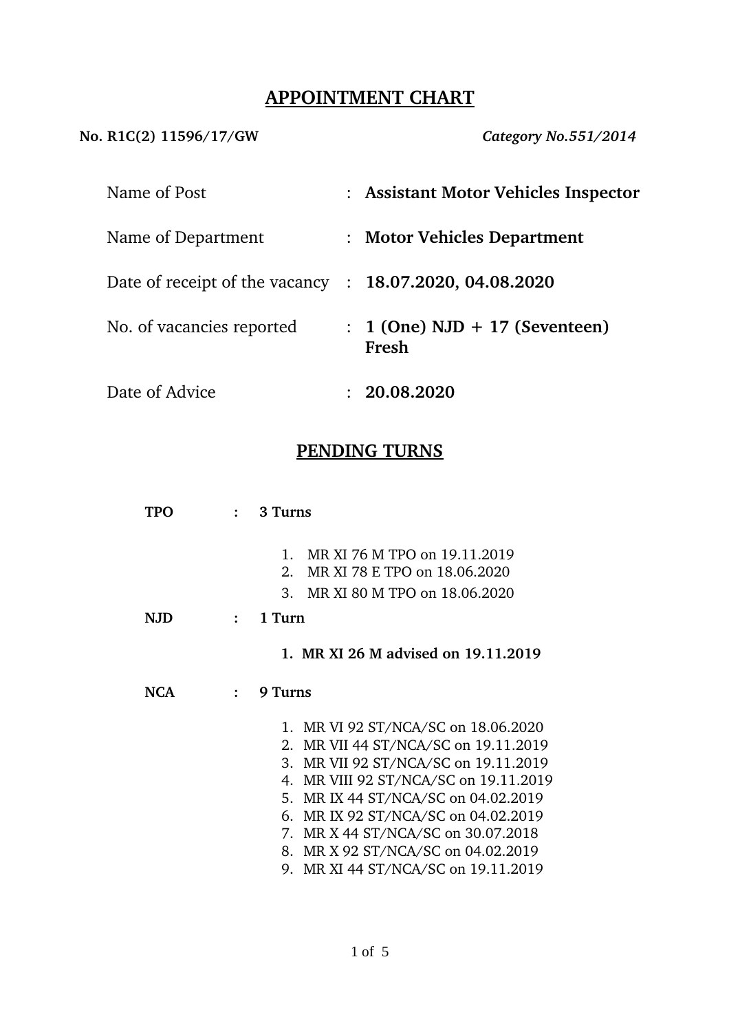# APPOINTMENT CHART

**No. R1C(2) 11596/17/GW** *Category No.551/2014*

| | | |
|---|---|---|
| Name of Post | : | **Assistant Motor Vehicles Inspector** |
| Name of Department | : | **Motor Vehicles Department** |
| Date of receipt of the vacancy | : | **18.07.2020, 04.08.2020** |
| No. of vacancies reported | : | **1 (One) NJD + 17 (Seventeen) Fresh** |
| Date of Advice | : | **20.08.2020** |

## PENDING TURNS

**TPO : 3 Turns**

1. MR XI 76 M TPO on 19.11.2019
2. MR XI 78 E TPO on 18.06.2020
3. MR XI 80 M TPO on 18.06.2020

**NJD : 1 Turn**

1. **MR XI 26 M advised on 19.11.2019**

**NCA : 9 Turns**

1. MR VI 92 ST/NCA/SC on 18.06.2020
2. MR VII 44 ST/NCA/SC on 19.11.2019
3. MR VII 92 ST/NCA/SC on 19.11.2019
4. MR VIII 92 ST/NCA/SC on 19.11.2019
5. MR IX 44 ST/NCA/SC on 04.02.2019
6. MR IX 92 ST/NCA/SC on 04.02.2019
7. MR X 44 ST/NCA/SC on 30.07.2018
8. MR X 92 ST/NCA/SC on 04.02.2019
9. MR XI 44 ST/NCA/SC on 19.11.2019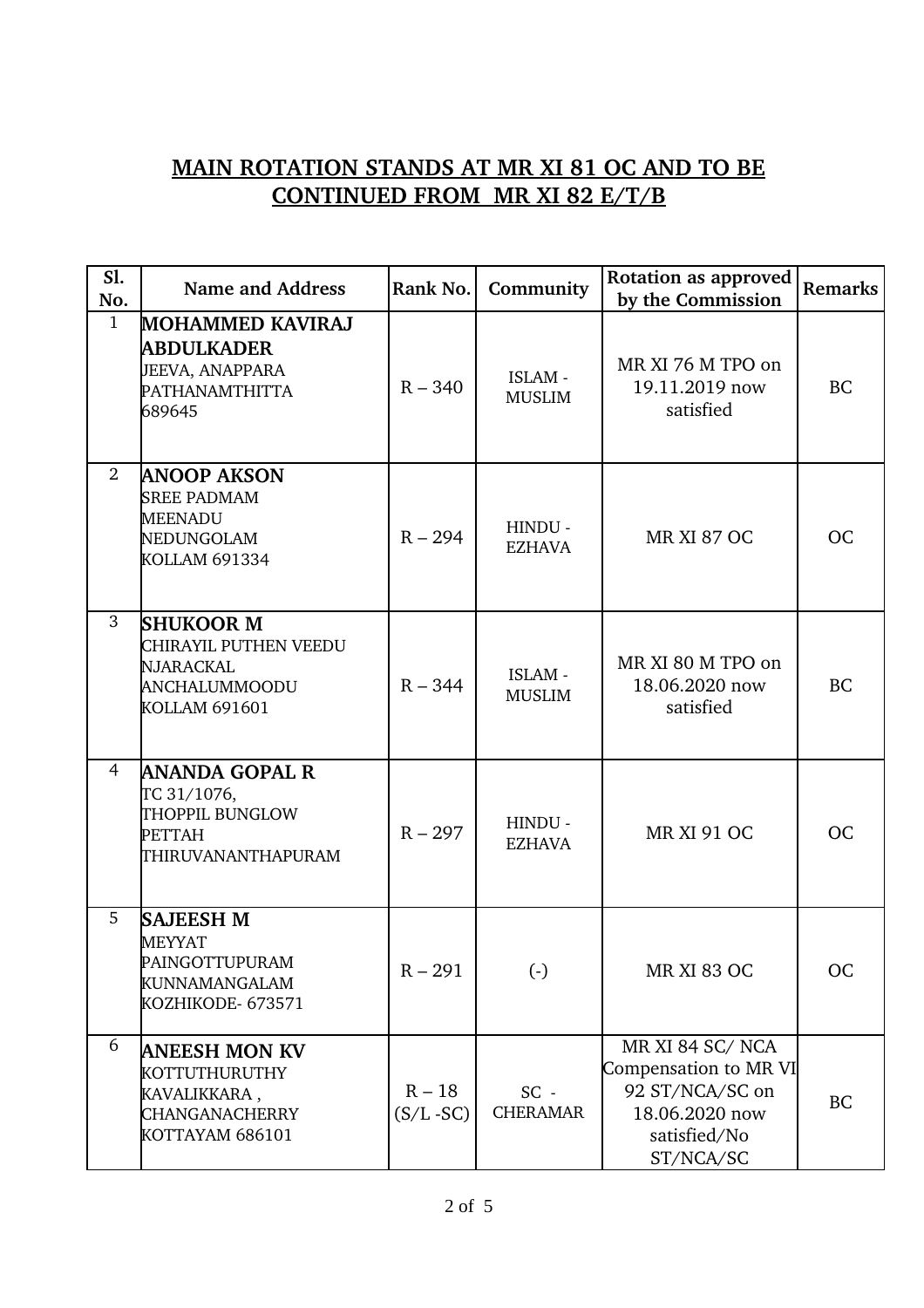## MAIN ROTATION STANDS AT MR XI 81 OC AND TO BE CONTINUED FROM MR XI 82 E/T/B

| Sl. No. | Name and Address | Rank No. | Community | Rotation as approved by the Commission | Remarks |
|---|---|---|---|---|---|
| 1 | **MOHAMMED KAVIRAJ ABDULKADER**<br>JEEVA, ANAPPARA<br>PATHANAMTHITTA<br>689645 | R – 340 | ISLAM - MUSLIM | MR XI 76 M TPO on 19.11.2019 now satisfied | BC |
| 2 | **ANOOP AKSON**<br>SREE PADMAM<br>MEENADU<br>NEDUNGOLAM<br>KOLLAM 691334 | R – 294 | HINDU - EZHAVA | MR XI 87 OC | OC |
| 3 | **SHUKOOR M**<br>CHIRAYIL PUTHEN VEEDU<br>NJARACKAL<br>ANCHALUMMOODU<br>KOLLAM 691601 | R – 344 | ISLAM - MUSLIM | MR XI 80 M TPO on 18.06.2020 now satisfied | BC |
| 4 | **ANANDA GOPAL R**<br>TC 31/1076,<br>THOPPIL BUNGLOW<br>PETTAH<br>THIRUVANANTHAPURAM | R – 297 | HINDU - EZHAVA | MR XI 91 OC | OC |
| 5 | **SAJEESH M**<br>MEYYAT<br>PAINGOTTUPURAM<br>KUNNAMANGALAM<br>KOZHIKODE- 673571 | R – 291 | (-) | MR XI 83 OC | OC |
| 6 | **ANEESH MON KV**<br>KOTTUTHURUTHY<br>KAVALIKKARA ,<br>CHANGANACHERRY<br>KOTTAYAM 686101 | R – 18 (S/L -SC) | SC - CHERAMAR | MR XI 84 SC/ NCA Compensation to MR VI 92 ST/NCA/SC on 18.06.2020 now satisfied/No ST/NCA/SC | BC |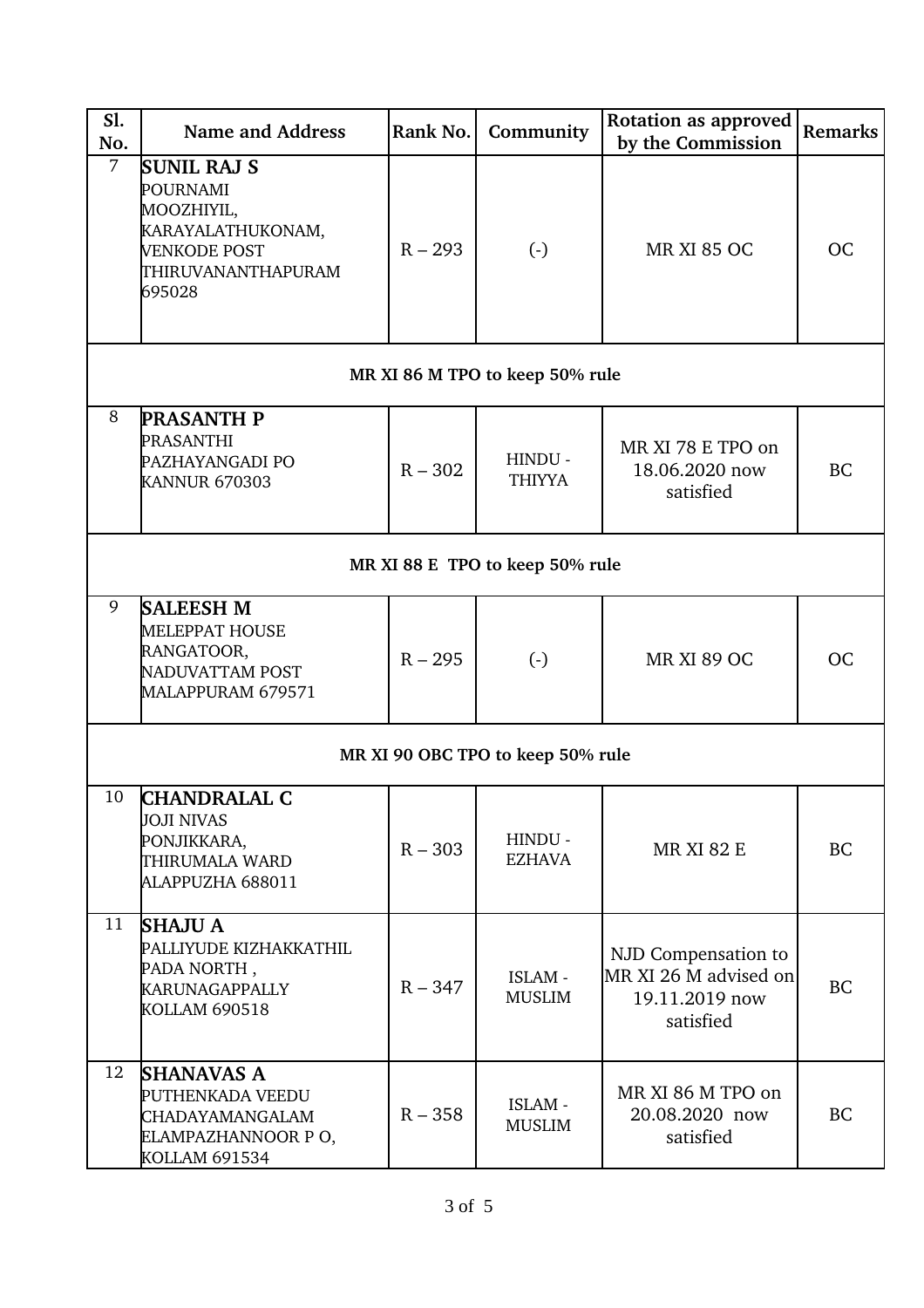| Sl. No. | Name and Address | Rank No. | Community | Rotation as approved by the Commission | Remarks |
|---|---|---|---|---|---|
| 7 | **SUNIL RAJ S** POURNAMI MOOZHIYIL, KARAYALATHUKONAM, VENKODE POST THIRUVANANTHAPURAM 695028 | R – 293 | (-) | MR XI 85 OC | OC |
| **MR XI 86 M TPO to keep 50% rule** | | | | | |
| 8 | **PRASANTH P** PRASANTHI PAZHAYANGADI PO KANNUR 670303 | R – 302 | HINDU - THIYYA | MR XI 78 E TPO on 18.06.2020 now satisfied | BC |
| **MR XI 88 E TPO to keep 50% rule** | | | | | |
| 9 | **SALEESH M** MELEPPAT HOUSE RANGATOOR, NADUVATTAM POST MALAPPURAM 679571 | R – 295 | (-) | MR XI 89 OC | OC |
| **MR XI 90 OBC TPO to keep 50% rule** | | | | | |
| 10 | **CHANDRALAL C** JOJI NIVAS PONJIKKARA, THIRUMALA WARD ALAPPUZHA 688011 | R – 303 | HINDU - EZHAVA | MR XI 82 E | BC |
| 11 | **SHAJU A** PALLIYUDE KIZHAKKATHIL PADA NORTH , KARUNAGAPPALLY KOLLAM 690518 | R – 347 | ISLAM - MUSLIM | NJD Compensation to MR XI 26 M advised on 19.11.2019 now satisfied | BC |
| 12 | **SHANAVAS A** PUTHENKADA VEEDU CHADAYAMANGALAM ELAMPAZHANNOOR P O, KOLLAM 691534 | R – 358 | ISLAM - MUSLIM | MR XI 86 M TPO on 20.08.2020 now satisfied | BC |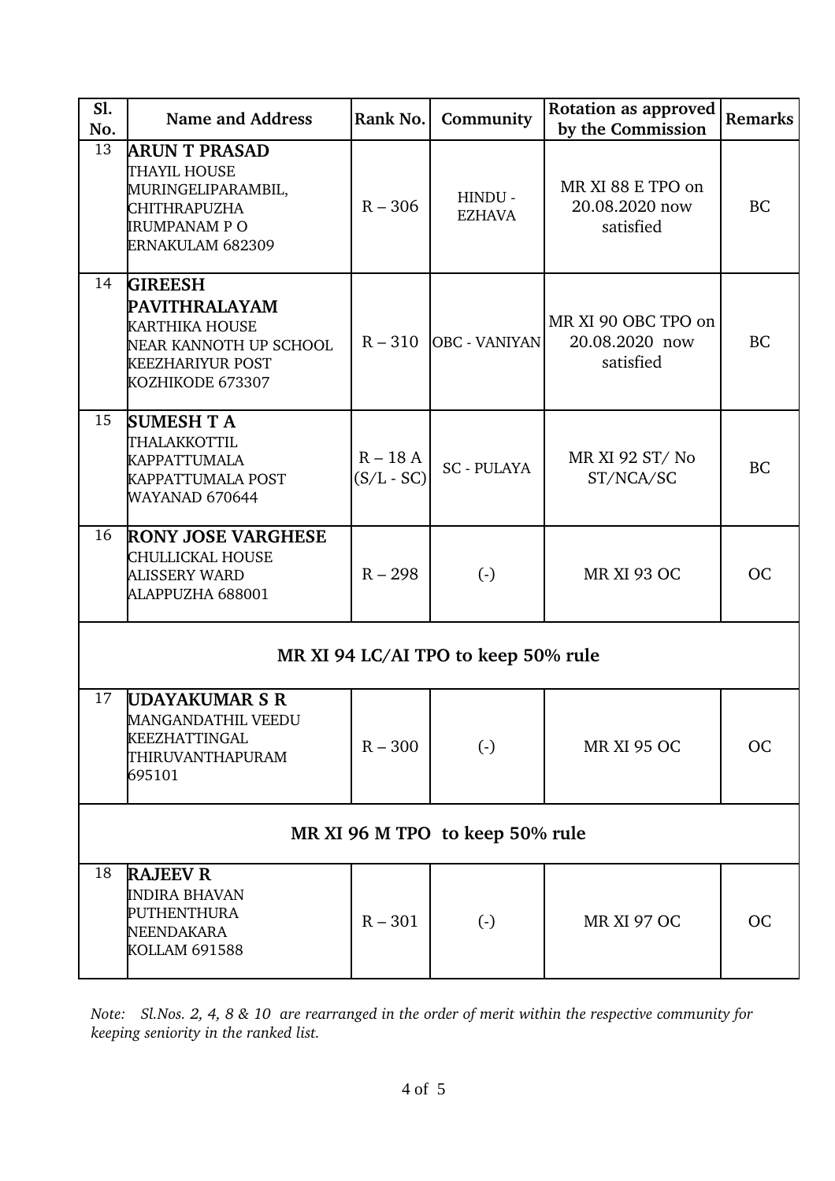| Sl. No. | Name and Address | Rank No. | Community | Rotation as approved by the Commission | Remarks |
|---|---|---|---|---|---|
| 13 | **ARUN T PRASAD**<br>THAYIL HOUSE<br>MURINGELIPARAMBIL,<br>CHITHRAPUZHA<br>IRUMPANAM P O<br>ERNAKULAM 682309 | R – 306 | HINDU - EZHAVA | MR XI 88 E TPO on 20.08.2020 now satisfied | BC |
| 14 | **GIREESH PAVITHRALAYAM**<br>KARTHIKA HOUSE<br>NEAR KANNOTH UP SCHOOL<br>KEEZHARIYUR POST<br>KOZHIKODE 673307 | R – 310 | OBC - VANIYAN | MR XI 90 OBC TPO on 20.08.2020 now satisfied | BC |
| 15 | **SUMESH T A**<br>THALAKKOTTIL<br>KAPPATTUMALA<br>KAPPATTUMALA POST<br>WAYANAD 670644 | R – 18 A (S/L - SC) | SC - PULAYA | MR XI 92 ST/ No ST/NCA/SC | BC |
| 16 | **RONY JOSE VARGHESE**<br>CHULLICKAL HOUSE<br>ALISSERY WARD<br>ALAPPUZHA 688001 | R – 298 | (-) | MR XI 93 OC | OC |
| **MR XI 94 LC/AI TPO to keep 50% rule** | | | | | |
| 17 | **UDAYAKUMAR S R**<br>MANGANDATHIL VEEDU<br>KEEZHATTINGAL<br>THIRUVANTHAPURAM<br>695101 | R – 300 | (-) | MR XI 95 OC | OC |
| **MR XI 96 M TPO to keep 50% rule** | | | | | |
| 18 | **RAJEEV R**<br>INDIRA BHAVAN<br>PUTHENTHURA<br>NEENDAKARA<br>KOLLAM 691588 | R – 301 | (-) | MR XI 97 OC | OC |

*Note: Sl.Nos. 2, 4, 8 & 10 are rearranged in the order of merit within the respective community for keeping seniority in the ranked list.*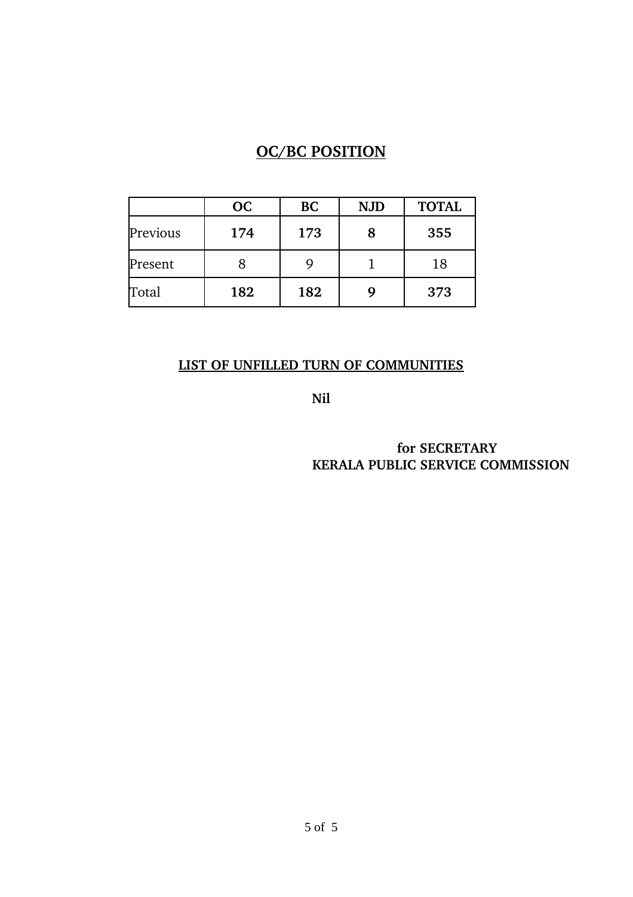## OC/BC POSITION

| | OC | BC | NJD | TOTAL |
|---|---|---|---|---|
| Previous | **174** | **173** | **8** | **355** |
| Present | 8 | 9 | 1 | 18 |
| Total | **182** | **182** | **9** | **373** |

### LIST OF UNFILLED TURN OF COMMUNITIES

**Nil**

**for SECRETARY**
**KERALA PUBLIC SERVICE COMMISSION**